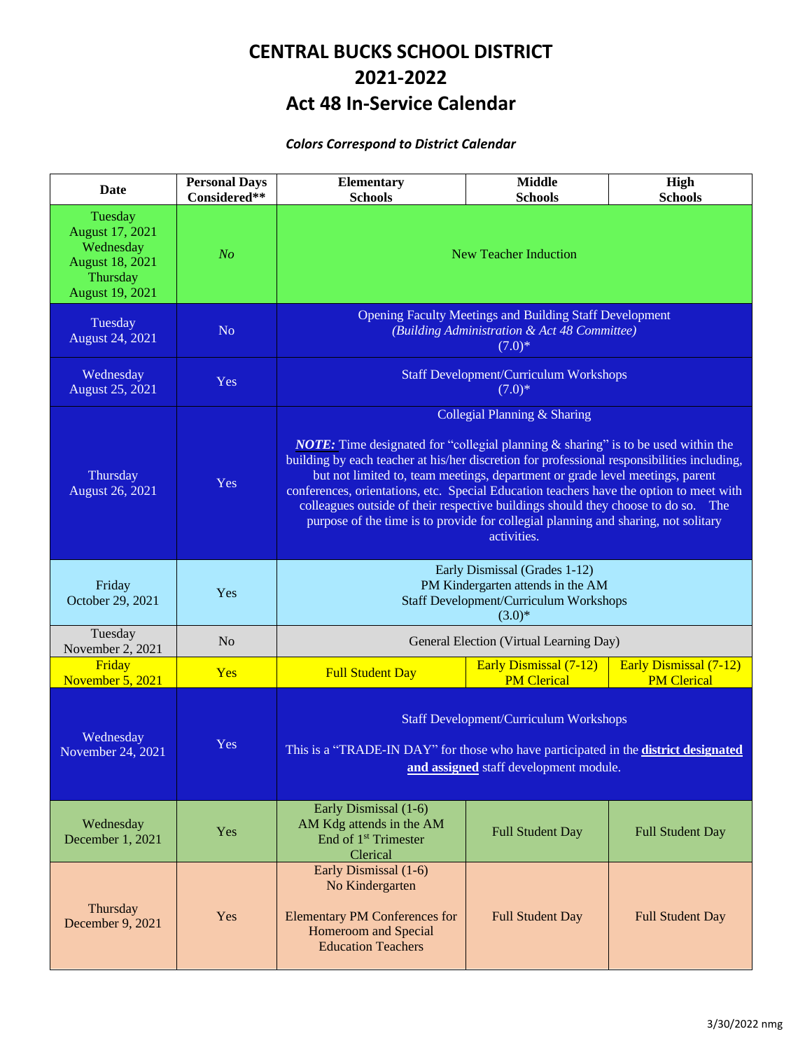# CENTRAL BUCKS SCHOOL DISTRICT
# 2021-2022
# Act 48 In-Service Calendar

***Colors Correspond to District Calendar***

| Date | Personal Days Considered** | Elementary Schools | Middle Schools | High Schools |
|---|---|---|---|---|
| Tuesday August 17, 2021 Wednesday August 18, 2021 Thursday August 19, 2021 | *No* | New Teacher Induction | | |
| Tuesday August 24, 2021 | No | Opening Faculty Meetings and Building Staff Development *(Building Administration & Act 48 Committee)* (7.0)* | | |
| Wednesday August 25, 2021 | Yes | Staff Development/Curriculum Workshops (7.0)* | | |
| Thursday August 26, 2021 | Yes | Collegial Planning & Sharing<br><br>***NOTE:*** Time designated for "collegial planning & sharing" is to be used within the building by each teacher at his/her discretion for professional responsibilities including, but not limited to, team meetings, department or grade level meetings, parent conferences, orientations, etc. Special Education teachers have the option to meet with colleagues outside of their respective buildings should they choose to do so. The purpose of the time is to provide for collegial planning and sharing, not solitary activities. | | |
| Friday October 29, 2021 | Yes | Early Dismissal (Grades 1-12) PM Kindergarten attends in the AM Staff Development/Curriculum Workshops (3.0)* | | |
| Tuesday November 2, 2021 | No | General Election (Virtual Learning Day) | | |
| Friday November 5, 2021 | Yes | Full Student Day | Early Dismissal (7-12) PM Clerical | Early Dismissal (7-12) PM Clerical |
| Wednesday November 24, 2021 | Yes | Staff Development/Curriculum Workshops<br><br>This is a "TRADE-IN DAY" for those who have participated in the **district designated and assigned** staff development module. | | |
| Wednesday December 1, 2021 | Yes | Early Dismissal (1-6) AM Kdg attends in the AM End of 1st Trimester Clerical | Full Student Day | Full Student Day |
| Thursday December 9, 2021 | Yes | Early Dismissal (1-6) No Kindergarten<br><br>Elementary PM Conferences for Homeroom and Special Education Teachers | Full Student Day | Full Student Day |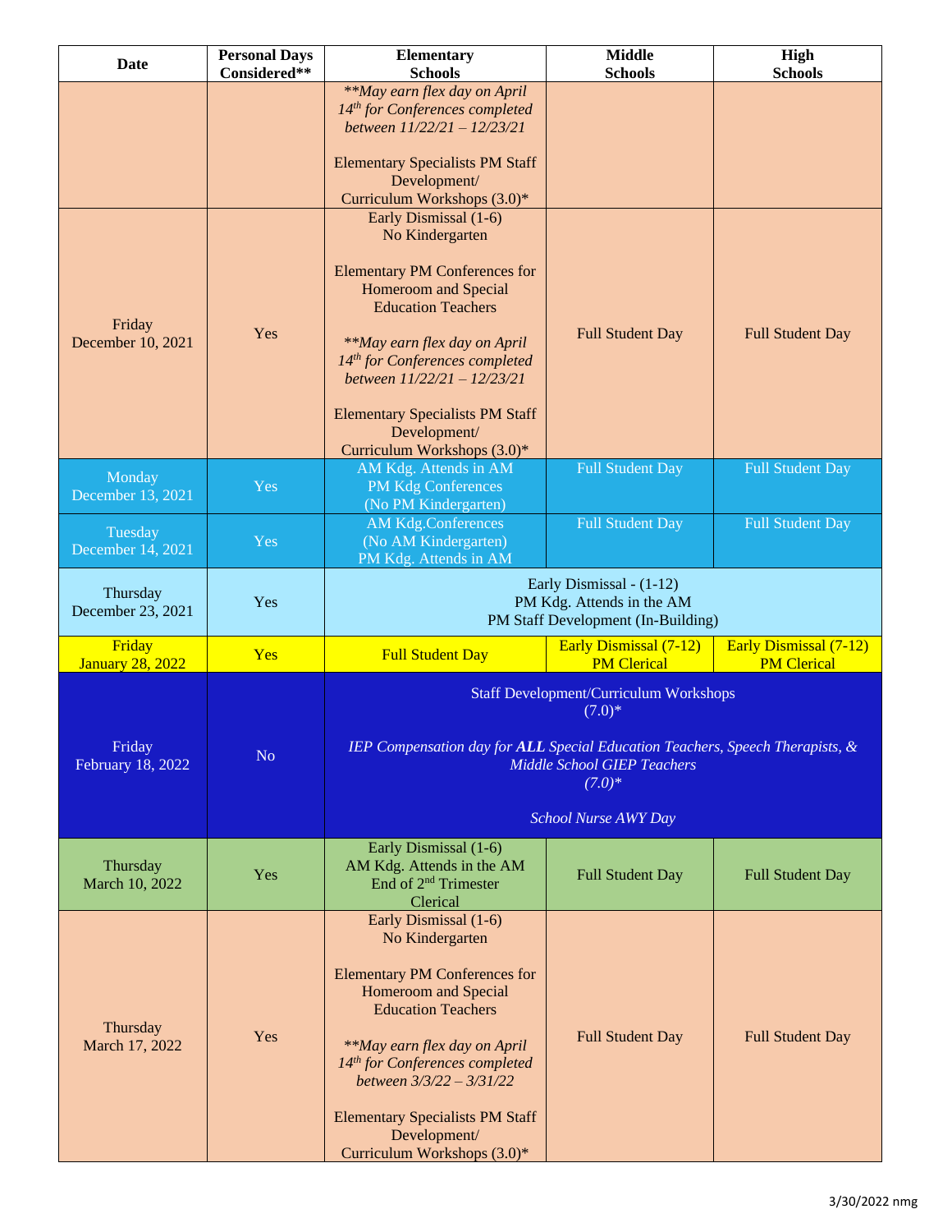| Date | Personal Days Considered** | Elementary Schools | Middle Schools | High Schools |
|---|---|---|---|---|
| | | *\*\*May earn flex day on April 14th for Conferences completed between 11/22/21 – 12/23/21*<br><br>Elementary Specialists PM Staff Development/ Curriculum Workshops (3.0)* | | |
| Friday December 10, 2021 | Yes | Early Dismissal (1-6) No Kindergarten<br><br>Elementary PM Conferences for Homeroom and Special Education Teachers<br><br>*\*\*May earn flex day on April 14th for Conferences completed between 11/22/21 – 12/23/21*<br><br>Elementary Specialists PM Staff Development/ Curriculum Workshops (3.0)* | Full Student Day | Full Student Day |
| Monday December 13, 2021 | Yes | AM Kdg. Attends in AM PM Kdg Conferences (No PM Kindergarten) | Full Student Day | Full Student Day |
| Tuesday December 14, 2021 | Yes | AM Kdg.Conferences (No AM Kindergarten) PM Kdg. Attends in AM | Full Student Day | Full Student Day |
| Thursday December 23, 2021 | Yes | Early Dismissal - (1-12) PM Kdg. Attends in the AM PM Staff Development (In-Building) | | |
| Friday January 28, 2022 | Yes | Full Student Day | Early Dismissal (7-12) PM Clerical | Early Dismissal (7-12) PM Clerical |
| Friday February 18, 2022 | No | Staff Development/Curriculum Workshops (7.0)*<br><br>*IEP Compensation day for **ALL** Special Education Teachers, Speech Therapists, & Middle School GIEP Teachers (7.0)\**<br><br>*School Nurse AWY Day* | | |
| Thursday March 10, 2022 | Yes | Early Dismissal (1-6) AM Kdg. Attends in the AM End of 2nd Trimester Clerical | Full Student Day | Full Student Day |
| Thursday March 17, 2022 | Yes | Early Dismissal (1-6) No Kindergarten<br><br>Elementary PM Conferences for Homeroom and Special Education Teachers<br><br>*\*\*May earn flex day on April 14th for Conferences completed between 3/3/22 – 3/31/22*<br><br>Elementary Specialists PM Staff Development/ Curriculum Workshops (3.0)* | Full Student Day | Full Student Day |

3/30/2022 nmg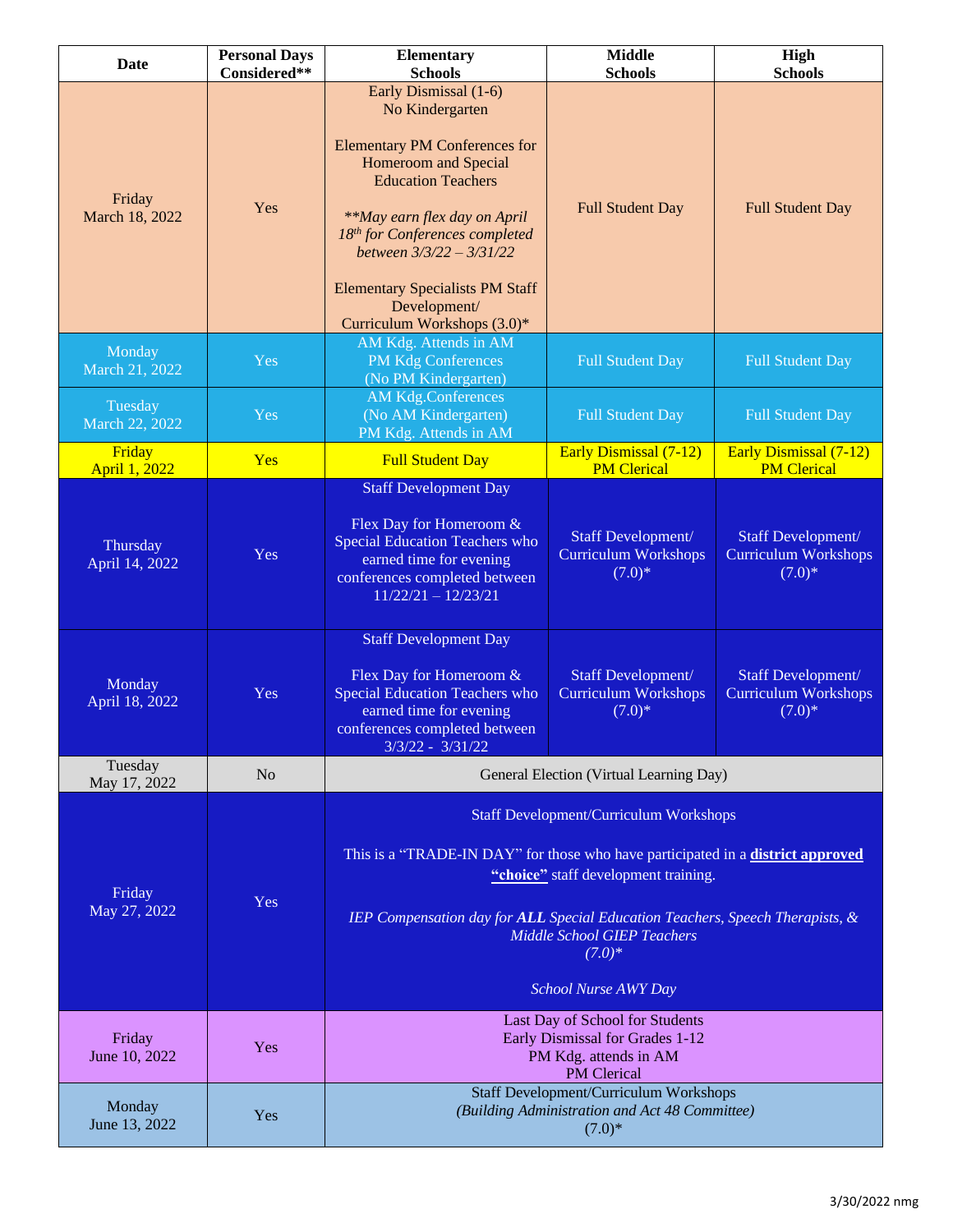| Date | Personal Days Considered** | Elementary Schools | Middle Schools | High Schools |
|---|---|---|---|---|
| Friday March 18, 2022 | Yes | Early Dismissal (1-6) No Kindergarten<br><br>Elementary PM Conferences for Homeroom and Special Education Teachers<br><br>*\*\*May earn flex day on April 18th for Conferences completed between 3/3/22 – 3/31/22*<br><br>Elementary Specialists PM Staff Development/ Curriculum Workshops (3.0)* | Full Student Day | Full Student Day |
| Monday March 21, 2022 | Yes | AM Kdg. Attends in AM<br>PM Kdg Conferences<br>(No PM Kindergarten) | Full Student Day | Full Student Day |
| Tuesday March 22, 2022 | Yes | AM Kdg.Conferences<br>(No AM Kindergarten)<br>PM Kdg. Attends in AM | Full Student Day | Full Student Day |
| Friday April 1, 2022 | Yes | Full Student Day | Early Dismissal (7-12)<br>PM Clerical | Early Dismissal (7-12)<br>PM Clerical |
| Thursday April 14, 2022 | Yes | Staff Development Day<br><br>Flex Day for Homeroom & Special Education Teachers who earned time for evening conferences completed between 11/22/21 – 12/23/21 | Staff Development/ Curriculum Workshops (7.0)* | Staff Development/ Curriculum Workshops (7.0)* |
| Monday April 18, 2022 | Yes | Staff Development Day<br><br>Flex Day for Homeroom & Special Education Teachers who earned time for evening conferences completed between 3/3/22 - 3/31/22 | Staff Development/ Curriculum Workshops (7.0)* | Staff Development/ Curriculum Workshops (7.0)* |
| Tuesday May 17, 2022 | No | General Election (Virtual Learning Day) | | |
| Friday May 27, 2022 | Yes | Staff Development/Curriculum Workshops<br><br>This is a "TRADE-IN DAY" for those who have participated in a **district approved "choice"** staff development training.<br><br>*IEP Compensation day for **ALL** Special Education Teachers, Speech Therapists, & Middle School GIEP Teachers (7.0)\**<br><br>*School Nurse AWY Day* | | |
| Friday June 10, 2022 | Yes | Last Day of School for Students<br>Early Dismissal for Grades 1-12<br>PM Kdg. attends in AM<br>PM Clerical | | |
| Monday June 13, 2022 | Yes | Staff Development/Curriculum Workshops<br>*(Building Administration and Act 48 Committee)*<br>(7.0)* | | |

3/30/2022 nmg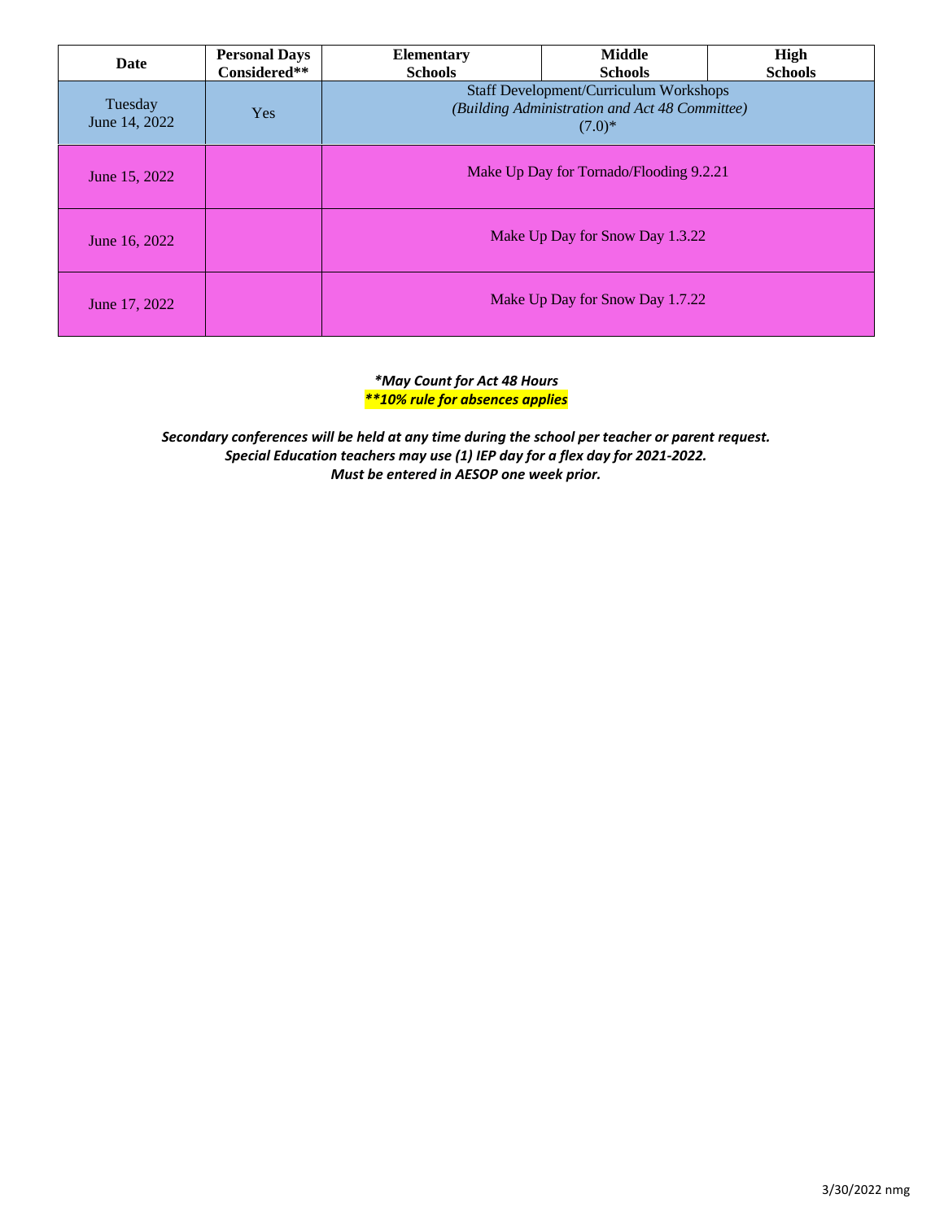| Date | Personal Days Considered** | Elementary Schools | Middle Schools | High Schools |
|---|---|---|---|---|
| Tuesday June 14, 2022 | Yes | Staff Development/Curriculum Workshops *(Building Administration and Act 48 Committee)* (7.0)* | | |
| June 15, 2022 | | Make Up Day for Tornado/Flooding 9.2.21 | | |
| June 16, 2022 | | Make Up Day for Snow Day 1.3.22 | | |
| June 17, 2022 | | Make Up Day for Snow Day 1.7.22 | | |

***May Count for Act 48 Hours***
*****10% rule for absences applies***

***Secondary conferences will be held at any time during the school per teacher or parent request.***
***Special Education teachers may use (1) IEP day for a flex day for 2021-2022.***
***Must be entered in AESOP one week prior.***

3/30/2022 nmg